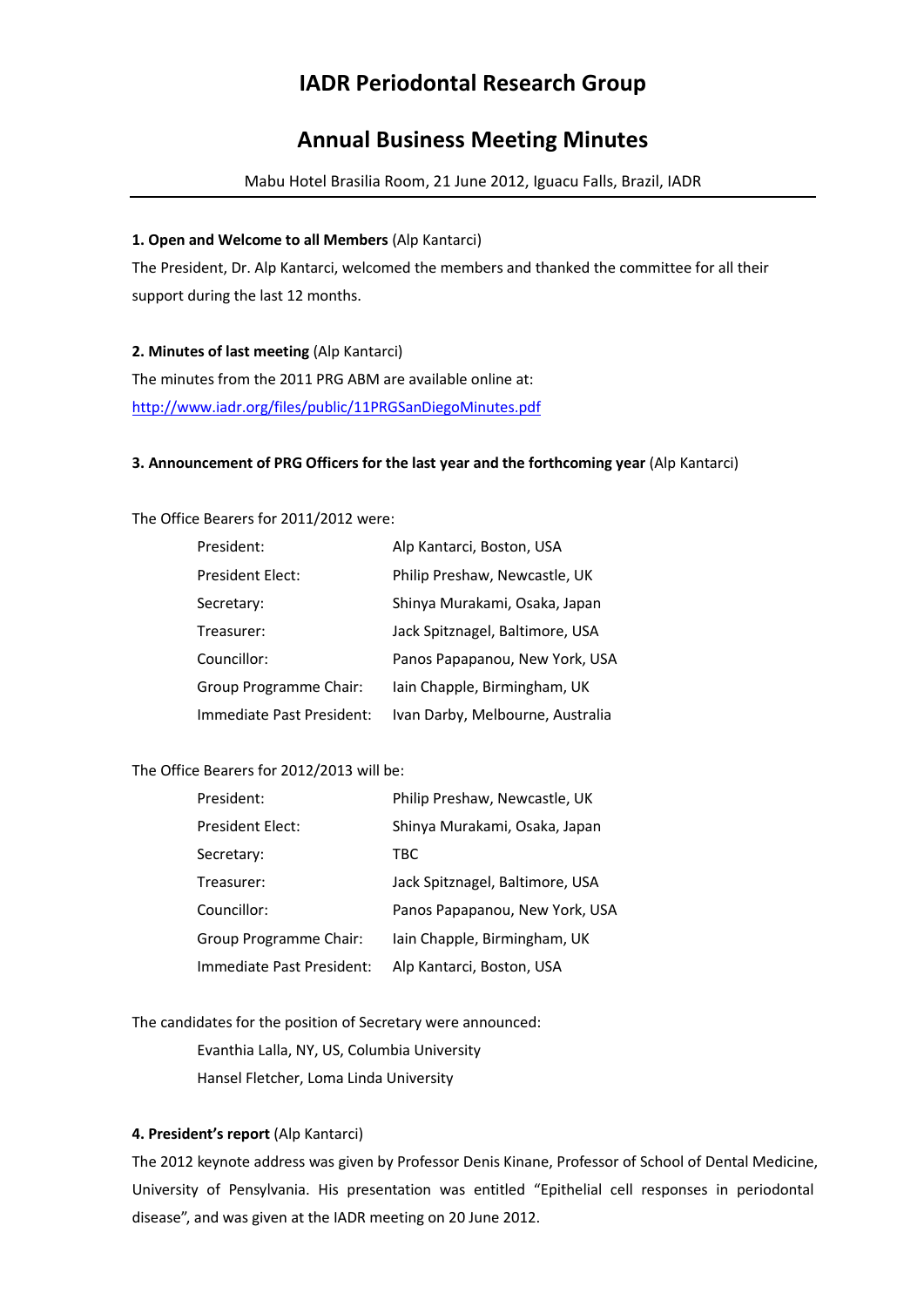# IADR Periodontal Research Group

## Annual Business Meeting Minutes

Mabu Hotel Brasilia Room, 21 June 2012, Iguacu Falls, Brazil, IADR

---

**1. Open and Welcome to all Members** (Alp Kantarci)

The President, Dr. Alp Kantarci, welcomed the members and thanked the committee for all their support during the last 12 months.

**2. Minutes of last meeting** (Alp Kantarci)

The minutes from the 2011 PRG ABM are available online at: http://www.iadr.org/files/public/11PRGSanDiegoMinutes.pdf

**3. Announcement of PRG Officers for the last year and the forthcoming year** (Alp Kantarci)

The Office Bearers for 2011/2012 were:

| | |
|---|---|
| President: | Alp Kantarci, Boston, USA |
| President Elect: | Philip Preshaw, Newcastle, UK |
| Secretary: | Shinya Murakami, Osaka, Japan |
| Treasurer: | Jack Spitznagel, Baltimore, USA |
| Councillor: | Panos Papapanou, New York, USA |
| Group Programme Chair: | Iain Chapple, Birmingham, UK |
| Immediate Past President: | Ivan Darby, Melbourne, Australia |

The Office Bearers for 2012/2013 will be:

| | |
|---|---|
| President: | Philip Preshaw, Newcastle, UK |
| President Elect: | Shinya Murakami, Osaka, Japan |
| Secretary: | TBC |
| Treasurer: | Jack Spitznagel, Baltimore, USA |
| Councillor: | Panos Papapanou, New York, USA |
| Group Programme Chair: | Iain Chapple, Birmingham, UK |
| Immediate Past President: | Alp Kantarci, Boston, USA |

The candidates for the position of Secretary were announced:

Evanthia Lalla, NY, US, Columbia University

Hansel Fletcher, Loma Linda University

**4. President's report** (Alp Kantarci)

The 2012 keynote address was given by Professor Denis Kinane, Professor of School of Dental Medicine, University of Pensylvania. His presentation was entitled "Epithelial cell responses in periodontal disease", and was given at the IADR meeting on 20 June 2012.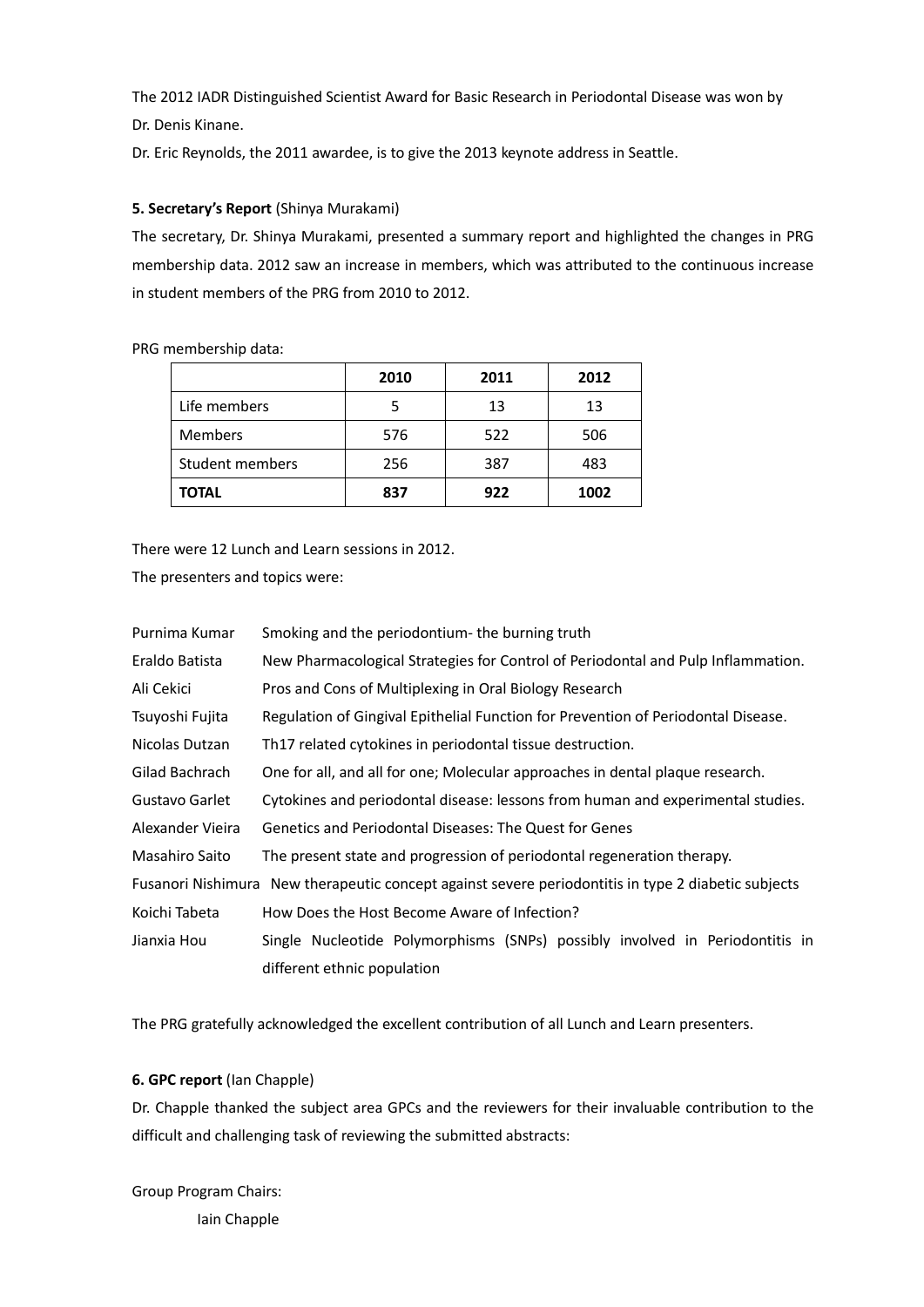The 2012 IADR Distinguished Scientist Award for Basic Research in Periodontal Disease was won by Dr. Denis Kinane.

Dr. Eric Reynolds, the 2011 awardee, is to give the 2013 keynote address in Seattle.

**5. Secretary's Report** (Shinya Murakami)

The secretary, Dr. Shinya Murakami, presented a summary report and highlighted the changes in PRG membership data. 2012 saw an increase in members, which was attributed to the continuous increase in student members of the PRG from 2010 to 2012.

PRG membership data:

| | 2010 | 2011 | 2012 |
|---|---|---|---|
| Life members | 5 | 13 | 13 |
| Members | 576 | 522 | 506 |
| Student members | 256 | 387 | 483 |
| **TOTAL** | **837** | **922** | **1002** |

There were 12 Lunch and Learn sessions in 2012.

The presenters and topics were:

| | |
|---|---|
| Purnima Kumar | Smoking and the periodontium- the burning truth |
| Eraldo Batista | New Pharmacological Strategies for Control of Periodontal and Pulp Inflammation. |
| Ali Cekici | Pros and Cons of Multiplexing in Oral Biology Research |
| Tsuyoshi Fujita | Regulation of Gingival Epithelial Function for Prevention of Periodontal Disease. |
| Nicolas Dutzan | Th17 related cytokines in periodontal tissue destruction. |
| Gilad Bachrach | One for all, and all for one; Molecular approaches in dental plaque research. |
| Gustavo Garlet | Cytokines and periodontal disease: lessons from human and experimental studies. |
| Alexander Vieira | Genetics and Periodontal Diseases: The Quest for Genes |
| Masahiro Saito | The present state and progression of periodontal regeneration therapy. |
| Fusanori Nishimura | New therapeutic concept against severe periodontitis in type 2 diabetic subjects |
| Koichi Tabeta | How Does the Host Become Aware of Infection? |
| Jianxia Hou | Single Nucleotide Polymorphisms (SNPs) possibly involved in Periodontitis in different ethnic population |

The PRG gratefully acknowledged the excellent contribution of all Lunch and Learn presenters.

**6. GPC report** (Ian Chapple)

Dr. Chapple thanked the subject area GPCs and the reviewers for their invaluable contribution to the difficult and challenging task of reviewing the submitted abstracts:

Group Program Chairs:

Iain Chapple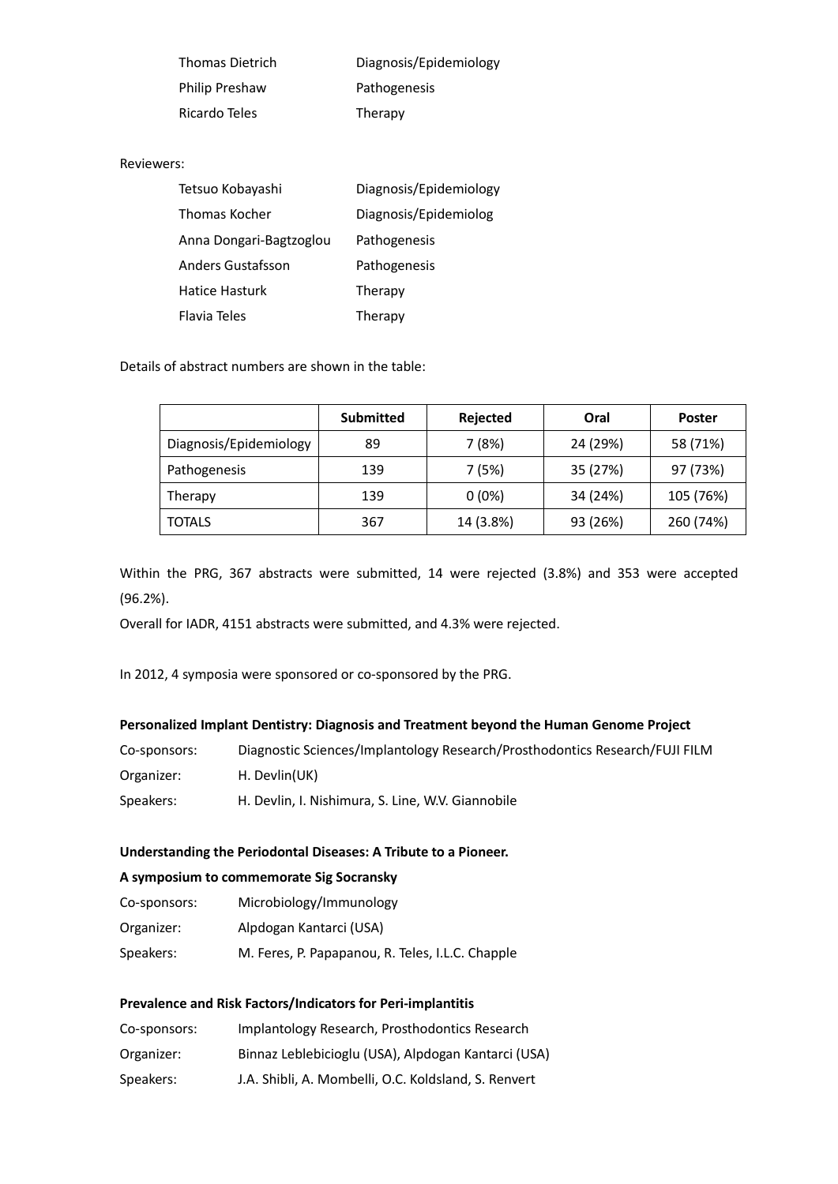| | |
|---|---|
| Thomas Dietrich | Diagnosis/Epidemiology |
| Philip Preshaw | Pathogenesis |
| Ricardo Teles | Therapy |

Reviewers:

| | |
|---|---|
| Tetsuo Kobayashi | Diagnosis/Epidemiology |
| Thomas Kocher | Diagnosis/Epidemiolog |
| Anna Dongari-Bagtzoglou | Pathogenesis |
| Anders Gustafsson | Pathogenesis |
| Hatice Hasturk | Therapy |
| Flavia Teles | Therapy |

Details of abstract numbers are shown in the table:

| | Submitted | Rejected | Oral | Poster |
|---|---|---|---|---|
| Diagnosis/Epidemiology | 89 | 7 (8%) | 24 (29%) | 58 (71%) |
| Pathogenesis | 139 | 7 (5%) | 35 (27%) | 97 (73%) |
| Therapy | 139 | 0 (0%) | 34 (24%) | 105 (76%) |
| TOTALS | 367 | 14 (3.8%) | 93 (26%) | 260 (74%) |

Within the PRG, 367 abstracts were submitted, 14 were rejected (3.8%) and 353 were accepted (96.2%).

Overall for IADR, 4151 abstracts were submitted, and 4.3% were rejected.

In 2012, 4 symposia were sponsored or co-sponsored by the PRG.

**Personalized Implant Dentistry: Diagnosis and Treatment beyond the Human Genome Project**

Co-sponsors: Diagnostic Sciences/Implantology Research/Prosthodontics Research/FUJI FILM

Organizer: H. Devlin(UK)

Speakers: H. Devlin, I. Nishimura, S. Line, W.V. Giannobile

**Understanding the Periodontal Diseases: A Tribute to a Pioneer.**

**A symposium to commemorate Sig Socransky**

Co-sponsors: Microbiology/Immunology

Organizer: Alpdogan Kantarci (USA)

Speakers: M. Feres, P. Papapanou, R. Teles, I.L.C. Chapple

**Prevalence and Risk Factors/Indicators for Peri-implantitis**

Co-sponsors: Implantology Research, Prosthodontics Research

Organizer: Binnaz Leblebicioglu (USA), Alpdogan Kantarci (USA)

Speakers: J.A. Shibli, A. Mombelli, O.C. Koldsland, S. Renvert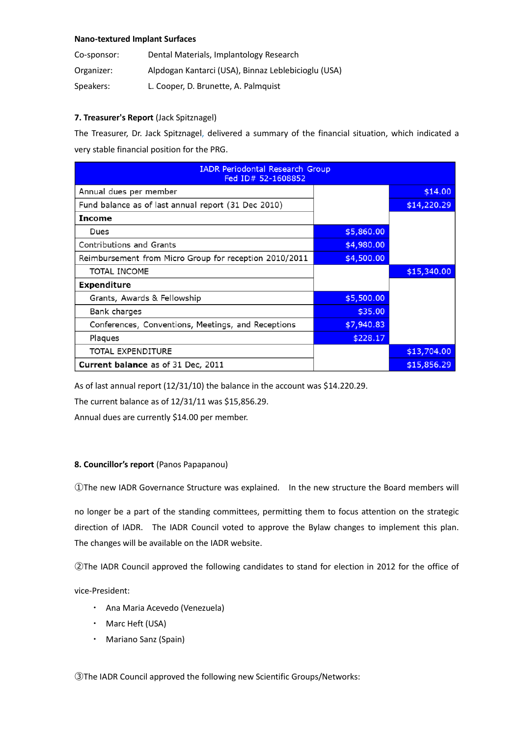**Nano-textured Implant Surfaces**

Co-sponsor: Dental Materials, Implantology Research

Organizer: Alpdogan Kantarci (USA), Binnaz Leblebicioglu (USA)

Speakers: L. Cooper, D. Brunette, A. Palmquist

**7. Treasurer's Report** (Jack Spitznagel)

The Treasurer, Dr. Jack Spitznagel, delivered a summary of the financial situation, which indicated a very stable financial position for the PRG.

| IADR Periodontal Research Group<br>Fed ID# 52-1608852 | | |
|---|---|---|
| Annual dues per member | | $14.00 |
| Fund balance as of last annual report (31 Dec 2010) | | $14,220.29 |
| **Income** | | |
| Dues | $5,860.00 | |
| Contributions and Grants | $4,980.00 | |
| Reimbursement from Micro Group for reception 2010/2011 | $4,500.00 | |
| TOTAL INCOME | | $15,340.00 |
| **Expenditure** | | |
| Grants, Awards & Fellowship | $5,500.00 | |
| Bank charges | $35.00 | |
| Conferences, Conventions, Meetings, and Receptions | $7,940.83 | |
| Plaques | $228.17 | |
| TOTAL EXPENDITURE | | $13,704.00 |
| **Current balance** as of 31 Dec, 2011 | | $15,856.29 |

As of last annual report (12/31/10) the balance in the account was $14.220.29.

The current balance as of 12/31/11 was $15,856.29.

Annual dues are currently $14.00 per member.

**8. Councillor's report** (Panos Papapanou)

①The new IADR Governance Structure was explained. In the new structure the Board members will no longer be a part of the standing committees, permitting them to focus attention on the strategic direction of IADR. The IADR Council voted to approve the Bylaw changes to implement this plan. The changes will be available on the IADR website.

②The IADR Council approved the following candidates to stand for election in 2012 for the office of vice-President:

- Ana Maria Acevedo (Venezuela)
- Marc Heft (USA)
- Mariano Sanz (Spain)

③The IADR Council approved the following new Scientific Groups/Networks: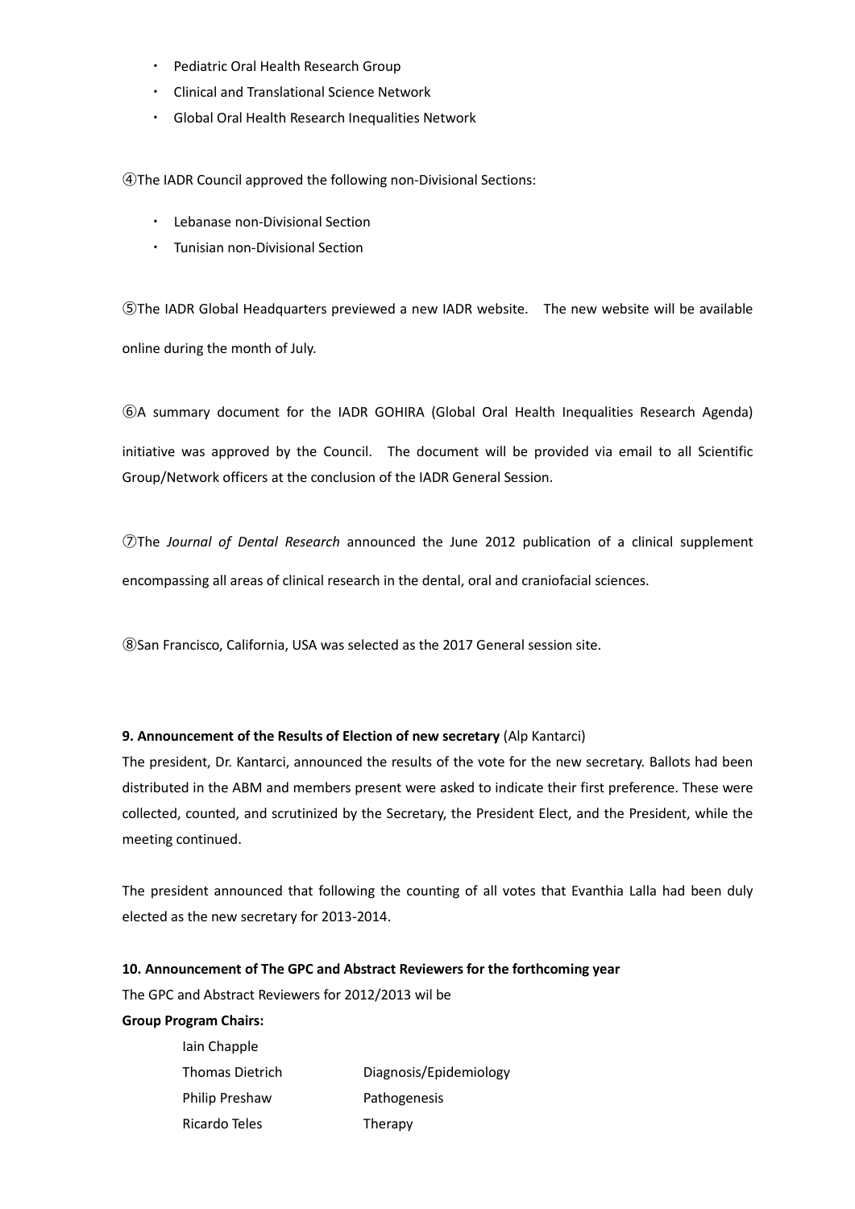- Pediatric Oral Health Research Group
- Clinical and Translational Science Network
- Global Oral Health Research Inequalities Network

④The IADR Council approved the following non-Divisional Sections:

- Lebanase non-Divisional Section
- Tunisian non-Divisional Section

⑤The IADR Global Headquarters previewed a new IADR website. The new website will be available online during the month of July.

⑥A summary document for the IADR GOHIRA (Global Oral Health Inequalities Research Agenda) initiative was approved by the Council. The document will be provided via email to all Scientific Group/Network officers at the conclusion of the IADR General Session.

⑦The *Journal of Dental Research* announced the June 2012 publication of a clinical supplement encompassing all areas of clinical research in the dental, oral and craniofacial sciences.

⑧San Francisco, California, USA was selected as the 2017 General session site.

**9. Announcement of the Results of Election of new secretary** (Alp Kantarci)

The president, Dr. Kantarci, announced the results of the vote for the new secretary. Ballots had been distributed in the ABM and members present were asked to indicate their first preference. These were collected, counted, and scrutinized by the Secretary, the President Elect, and the President, while the meeting continued.

The president announced that following the counting of all votes that Evanthia Lalla had been duly elected as the new secretary for 2013-2014.

**10. Announcement of The GPC and Abstract Reviewers for the forthcoming year**

The GPC and Abstract Reviewers for 2012/2013 wil be

**Group Program Chairs:**

| | |
|---|---|
| Iain Chapple | |
| Thomas Dietrich | Diagnosis/Epidemiology |
| Philip Preshaw | Pathogenesis |
| Ricardo Teles | Therapy |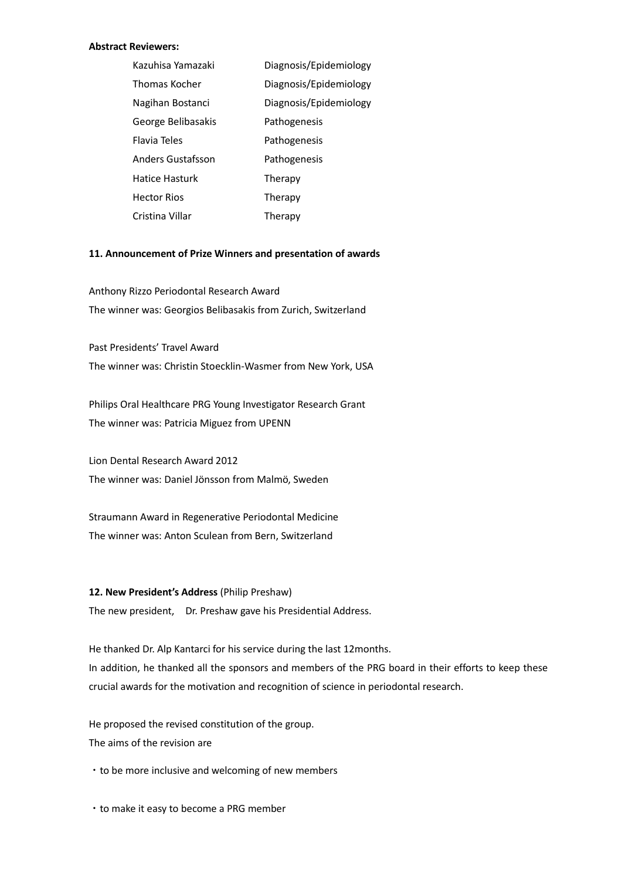**Abstract Reviewers:**

| | |
|---|---|
| Kazuhisa Yamazaki | Diagnosis/Epidemiology |
| Thomas Kocher | Diagnosis/Epidemiology |
| Nagihan Bostanci | Diagnosis/Epidemiology |
| George Belibasakis | Pathogenesis |
| Flavia Teles | Pathogenesis |
| Anders Gustafsson | Pathogenesis |
| Hatice Hasturk | Therapy |
| Hector Rios | Therapy |
| Cristina Villar | Therapy |

**11. Announcement of Prize Winners and presentation of awards**

Anthony Rizzo Periodontal Research Award
The winner was: Georgios Belibasakis from Zurich, Switzerland

Past Presidents' Travel Award
The winner was: Christin Stoecklin-Wasmer from New York, USA

Philips Oral Healthcare PRG Young Investigator Research Grant
The winner was: Patricia Miguez from UPENN

Lion Dental Research Award 2012
The winner was: Daniel Jönsson from Malmö, Sweden

Straumann Award in Regenerative Periodontal Medicine
The winner was: Anton Sculean from Bern, Switzerland

**12. New President's Address** (Philip Preshaw)
The new president, Dr. Preshaw gave his Presidential Address.

He thanked Dr. Alp Kantarci for his service during the last 12months.
In addition, he thanked all the sponsors and members of the PRG board in their efforts to keep these crucial awards for the motivation and recognition of science in periodontal research.

He proposed the revised constitution of the group.
The aims of the revision are

・to be more inclusive and welcoming of new members

・to make it easy to become a PRG member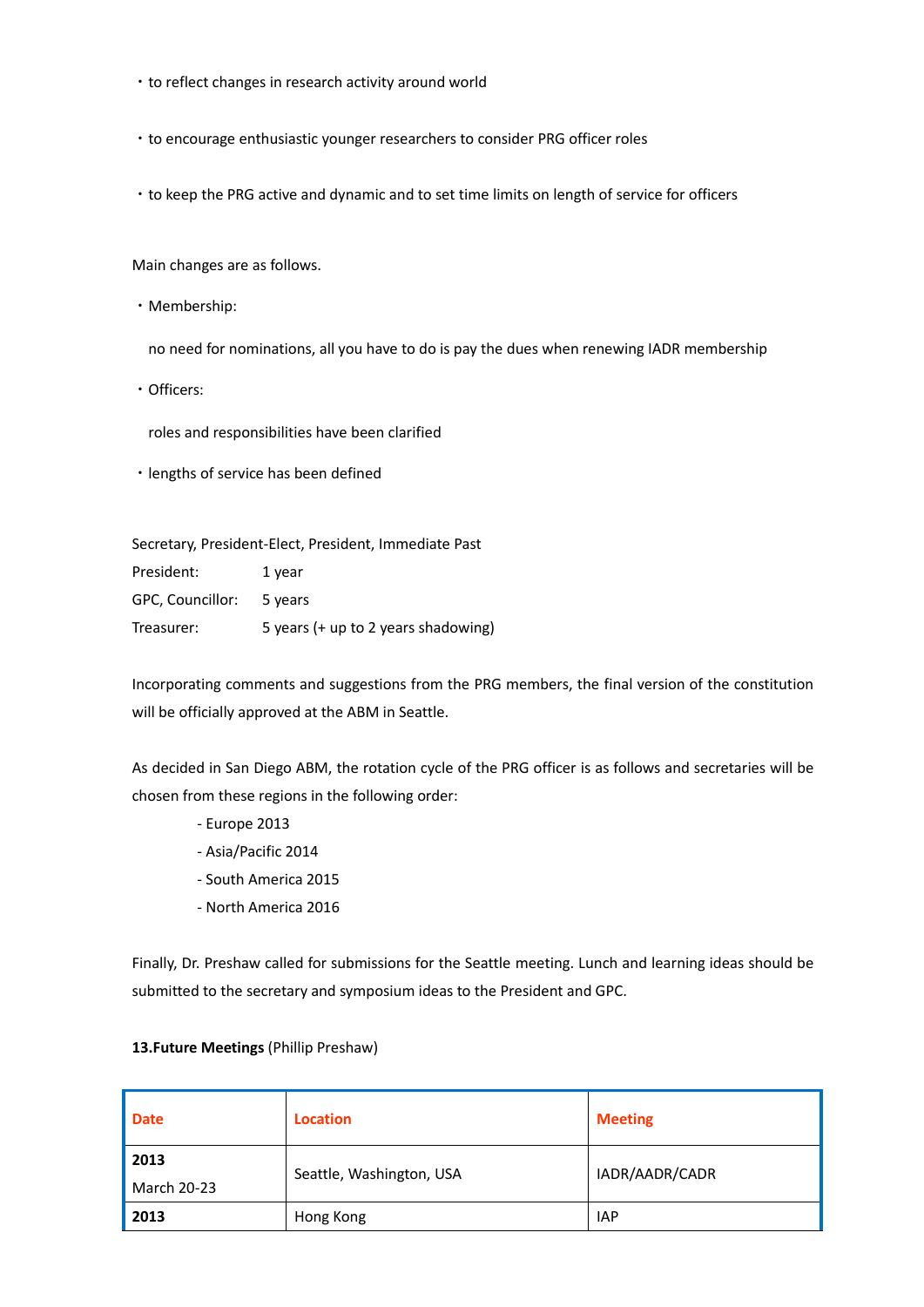- to reflect changes in research activity around world
- to encourage enthusiastic younger researchers to consider PRG officer roles
- to keep the PRG active and dynamic and to set time limits on length of service for officers

Main changes are as follows.

- Membership:

  no need for nominations, all you have to do is pay the dues when renewing IADR membership

- Officers:

  roles and responsibilities have been clarified

- lengths of service has been defined

Secretary, President-Elect, President, Immediate Past

| | |
|---|---|
| President: | 1 year |
| GPC, Councillor: | 5 years |
| Treasurer: | 5 years (+ up to 2 years shadowing) |

Incorporating comments and suggestions from the PRG members, the final version of the constitution will be officially approved at the ABM in Seattle.

As decided in San Diego ABM, the rotation cycle of the PRG officer is as follows and secretaries will be chosen from these regions in the following order:

- Europe 2013
- Asia/Pacific 2014
- South America 2015
- North America 2016

Finally, Dr. Preshaw called for submissions for the Seattle meeting. Lunch and learning ideas should be submitted to the secretary and symposium ideas to the President and GPC.

**13.Future Meetings** (Phillip Preshaw)

| Date | Location | Meeting |
|---|---|---|
| **2013** March 20-23 | Seattle, Washington, USA | IADR/AADR/CADR |
| **2013** | Hong Kong | IAP |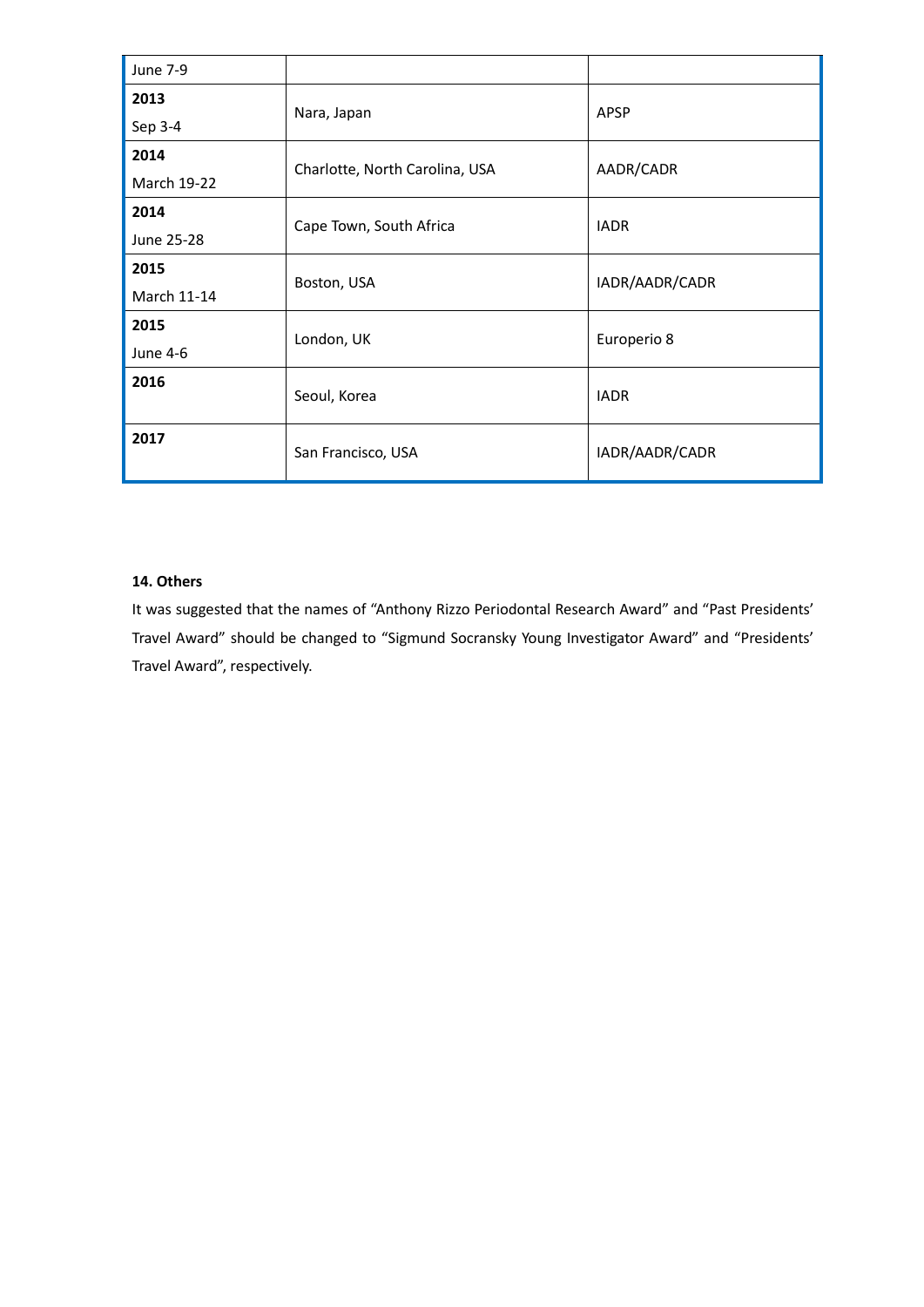| | | |
|---|---|---|
| June 7-9 | | |
| **2013** Sep 3-4 | Nara, Japan | APSP |
| **2014** March 19-22 | Charlotte, North Carolina, USA | AADR/CADR |
| **2014** June 25-28 | Cape Town, South Africa | IADR |
| **2015** March 11-14 | Boston, USA | IADR/AADR/CADR |
| **2015** June 4-6 | London, UK | Europerio 8 |
| **2016** | Seoul, Korea | IADR |
| **2017** | San Francisco, USA | IADR/AADR/CADR |

**14. Others**

It was suggested that the names of "Anthony Rizzo Periodontal Research Award" and "Past Presidents' Travel Award" should be changed to "Sigmund Socransky Young Investigator Award" and "Presidents' Travel Award", respectively.